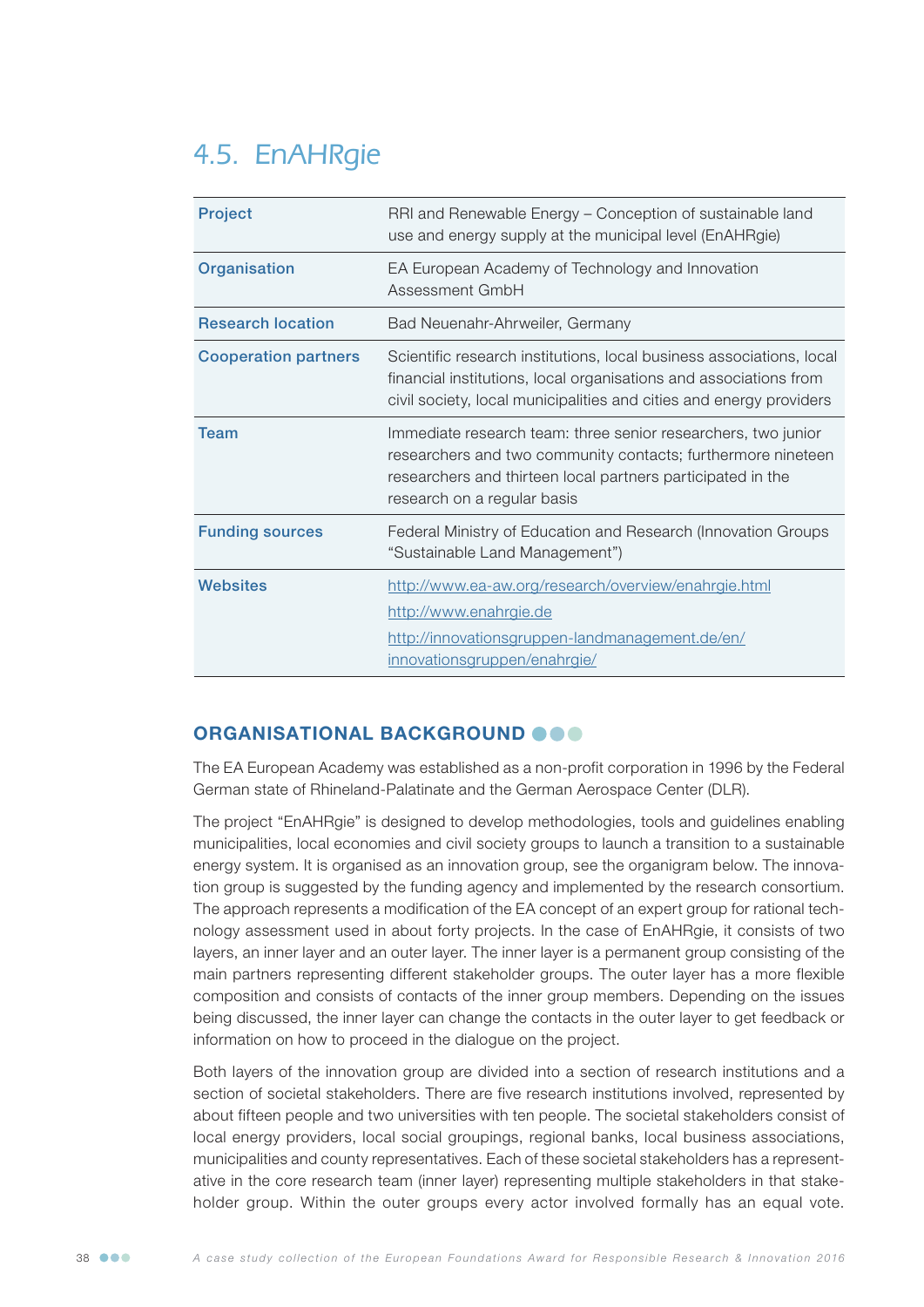## 4.5. EnAHRgie

| | |
|---|---|
| **Project** | RRI and Renewable Energy – Conception of sustainable land use and energy supply at the municipal level (EnAHRgie) |
| **Organisation** | EA European Academy of Technology and Innovation Assessment GmbH |
| **Research location** | Bad Neuenahr-Ahrweiler, Germany |
| **Cooperation partners** | Scientific research institutions, local business associations, local financial institutions, local organisations and associations from civil society, local municipalities and cities and energy providers |
| **Team** | Immediate research team: three senior researchers, two junior researchers and two community contacts; furthermore nineteen researchers and thirteen local partners participated in the research on a regular basis |
| **Funding sources** | Federal Ministry of Education and Research (Innovation Groups "Sustainable Land Management") |
| **Websites** | http://www.ea-aw.org/research/overview/enahrgie.html<br>http://www.enahrgie.de<br>http://innovationsgruppen-landmanagement.de/en/innovationsgruppen/enahrgie/ |

### ORGANISATIONAL BACKGROUND

The EA European Academy was established as a non-profit corporation in 1996 by the Federal German state of Rhineland-Palatinate and the German Aerospace Center (DLR).

The project "EnAHRgie" is designed to develop methodologies, tools and guidelines enabling municipalities, local economies and civil society groups to launch a transition to a sustainable energy system. It is organised as an innovation group, see the organigram below. The innovation group is suggested by the funding agency and implemented by the research consortium. The approach represents a modification of the EA concept of an expert group for rational technology assessment used in about forty projects. In the case of EnAHRgie, it consists of two layers, an inner layer and an outer layer. The inner layer is a permanent group consisting of the main partners representing different stakeholder groups. The outer layer has a more flexible composition and consists of contacts of the inner group members. Depending on the issues being discussed, the inner layer can change the contacts in the outer layer to get feedback or information on how to proceed in the dialogue on the project.

Both layers of the innovation group are divided into a section of research institutions and a section of societal stakeholders. There are five research institutions involved, represented by about fifteen people and two universities with ten people. The societal stakeholders consist of local energy providers, local social groupings, regional banks, local business associations, municipalities and county representatives. Each of these societal stakeholders has a representative in the core research team (inner layer) representing multiple stakeholders in that stakeholder group. Within the outer groups every actor involved formally has an equal vote.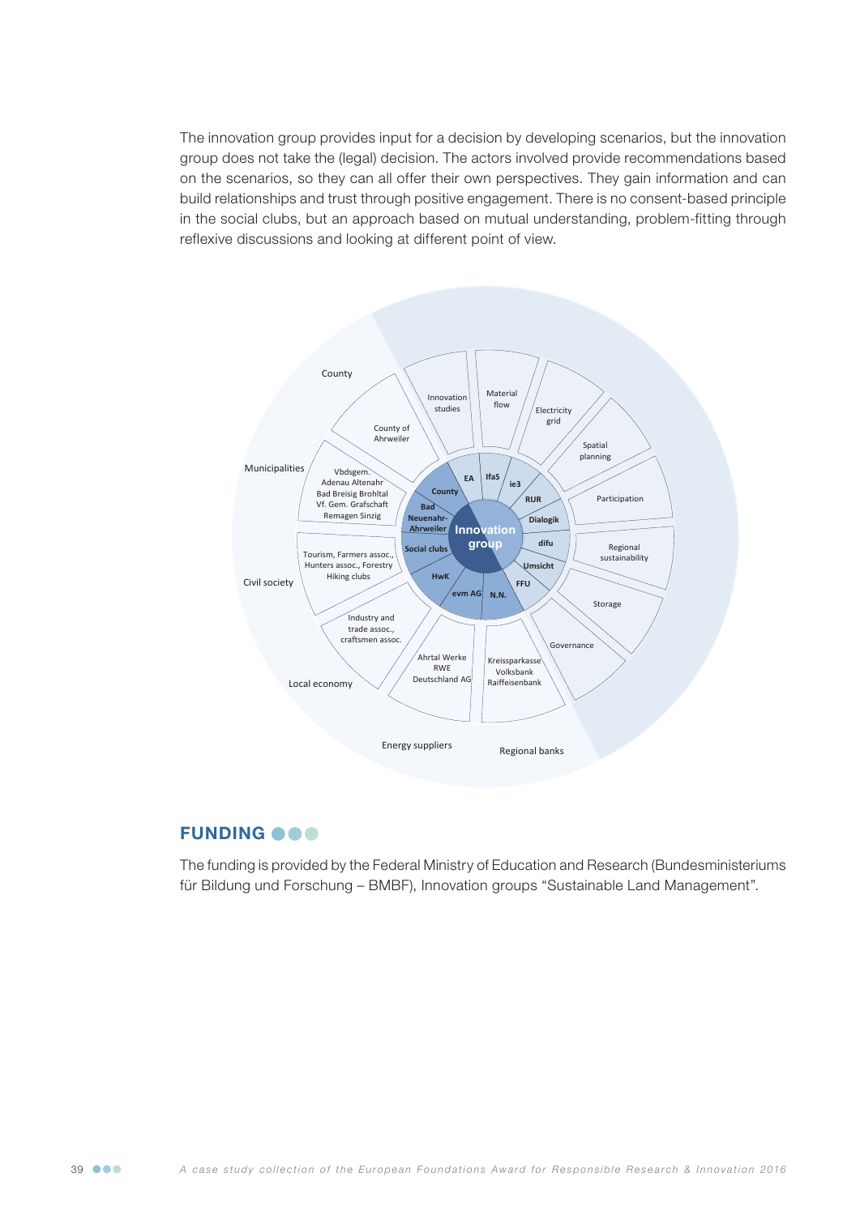The innovation group provides input for a decision by developing scenarios, but the innovation group does not take the (legal) decision. The actors involved provide recommendations based on the scenarios, so they can all offer their own perspectives. They gain information and can build relationships and trust through positive engagement. There is no consent-based principle in the social clubs, but an approach based on mutual understanding, problem-fitting through reflexive discussions and looking at different point of view.

## FUNDING

The funding is provided by the Federal Ministry of Education and Research (Bundesministeriums für Bildung und Forschung – BMBF), Innovation groups “Sustainable Land Management”.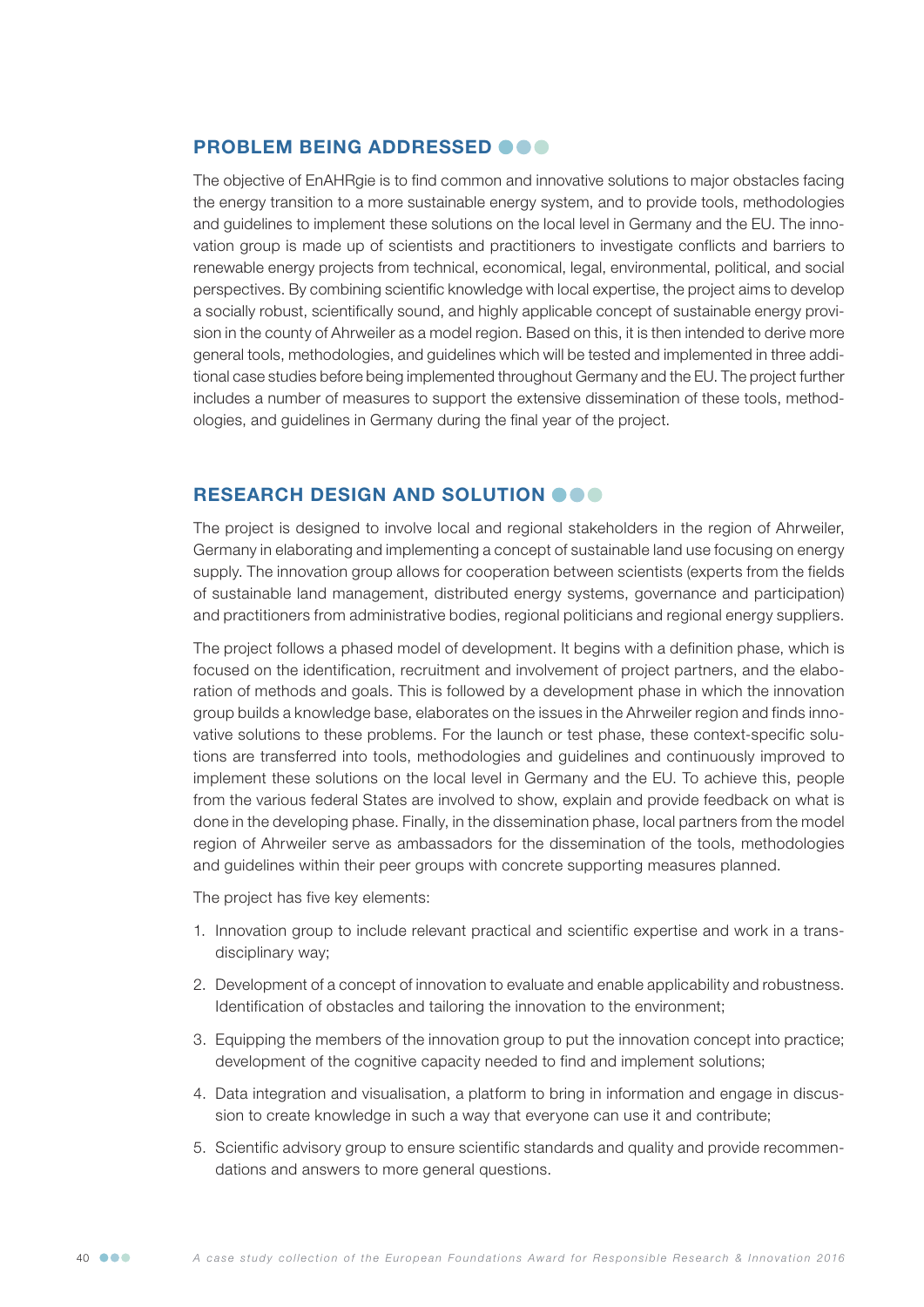## PROBLEM BEING ADDRESSED

The objective of EnAHRgie is to find common and innovative solutions to major obstacles facing the energy transition to a more sustainable energy system, and to provide tools, methodologies and guidelines to implement these solutions on the local level in Germany and the EU. The innovation group is made up of scientists and practitioners to investigate conflicts and barriers to renewable energy projects from technical, economical, legal, environmental, political, and social perspectives. By combining scientific knowledge with local expertise, the project aims to develop a socially robust, scientifically sound, and highly applicable concept of sustainable energy provision in the county of Ahrweiler as a model region. Based on this, it is then intended to derive more general tools, methodologies, and guidelines which will be tested and implemented in three additional case studies before being implemented throughout Germany and the EU. The project further includes a number of measures to support the extensive dissemination of these tools, methodologies, and guidelines in Germany during the final year of the project.

## RESEARCH DESIGN AND SOLUTION

The project is designed to involve local and regional stakeholders in the region of Ahrweiler, Germany in elaborating and implementing a concept of sustainable land use focusing on energy supply. The innovation group allows for cooperation between scientists (experts from the fields of sustainable land management, distributed energy systems, governance and participation) and practitioners from administrative bodies, regional politicians and regional energy suppliers.

The project follows a phased model of development. It begins with a definition phase, which is focused on the identification, recruitment and involvement of project partners, and the elaboration of methods and goals. This is followed by a development phase in which the innovation group builds a knowledge base, elaborates on the issues in the Ahrweiler region and finds innovative solutions to these problems. For the launch or test phase, these context-specific solutions are transferred into tools, methodologies and guidelines and continuously improved to implement these solutions on the local level in Germany and the EU. To achieve this, people from the various federal States are involved to show, explain and provide feedback on what is done in the developing phase. Finally, in the dissemination phase, local partners from the model region of Ahrweiler serve as ambassadors for the dissemination of the tools, methodologies and guidelines within their peer groups with concrete supporting measures planned.

The project has five key elements:

1. Innovation group to include relevant practical and scientific expertise and work in a transdisciplinary way;
2. Development of a concept of innovation to evaluate and enable applicability and robustness. Identification of obstacles and tailoring the innovation to the environment;
3. Equipping the members of the innovation group to put the innovation concept into practice; development of the cognitive capacity needed to find and implement solutions;
4. Data integration and visualisation, a platform to bring in information and engage in discussion to create knowledge in such a way that everyone can use it and contribute;
5. Scientific advisory group to ensure scientific standards and quality and provide recommendations and answers to more general questions.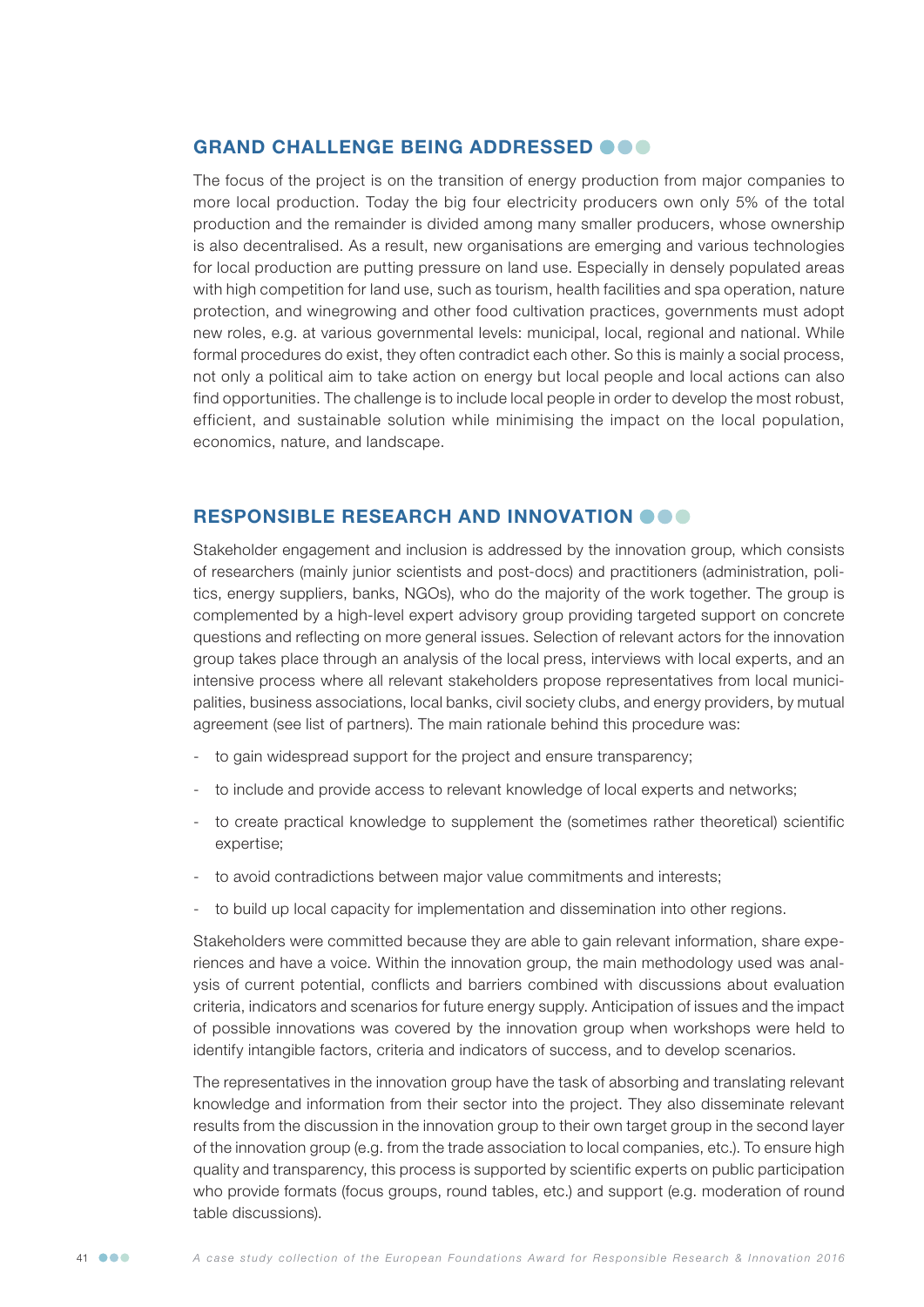## GRAND CHALLENGE BEING ADDRESSED

The focus of the project is on the transition of energy production from major companies to more local production. Today the big four electricity producers own only 5% of the total production and the remainder is divided among many smaller producers, whose ownership is also decentralised. As a result, new organisations are emerging and various technologies for local production are putting pressure on land use. Especially in densely populated areas with high competition for land use, such as tourism, health facilities and spa operation, nature protection, and winegrowing and other food cultivation practices, governments must adopt new roles, e.g. at various governmental levels: municipal, local, regional and national. While formal procedures do exist, they often contradict each other. So this is mainly a social process, not only a political aim to take action on energy but local people and local actions can also find opportunities. The challenge is to include local people in order to develop the most robust, efficient, and sustainable solution while minimising the impact on the local population, economics, nature, and landscape.

## RESPONSIBLE RESEARCH AND INNOVATION

Stakeholder engagement and inclusion is addressed by the innovation group, which consists of researchers (mainly junior scientists and post-docs) and practitioners (administration, politics, energy suppliers, banks, NGOs), who do the majority of the work together. The group is complemented by a high-level expert advisory group providing targeted support on concrete questions and reflecting on more general issues. Selection of relevant actors for the innovation group takes place through an analysis of the local press, interviews with local experts, and an intensive process where all relevant stakeholders propose representatives from local municipalities, business associations, local banks, civil society clubs, and energy providers, by mutual agreement (see list of partners). The main rationale behind this procedure was:

- to gain widespread support for the project and ensure transparency;
- to include and provide access to relevant knowledge of local experts and networks;
- to create practical knowledge to supplement the (sometimes rather theoretical) scientific expertise;
- to avoid contradictions between major value commitments and interests;
- to build up local capacity for implementation and dissemination into other regions.

Stakeholders were committed because they are able to gain relevant information, share experiences and have a voice. Within the innovation group, the main methodology used was analysis of current potential, conflicts and barriers combined with discussions about evaluation criteria, indicators and scenarios for future energy supply. Anticipation of issues and the impact of possible innovations was covered by the innovation group when workshops were held to identify intangible factors, criteria and indicators of success, and to develop scenarios.

The representatives in the innovation group have the task of absorbing and translating relevant knowledge and information from their sector into the project. They also disseminate relevant results from the discussion in the innovation group to their own target group in the second layer of the innovation group (e.g. from the trade association to local companies, etc.). To ensure high quality and transparency, this process is supported by scientific experts on public participation who provide formats (focus groups, round tables, etc.) and support (e.g. moderation of round table discussions).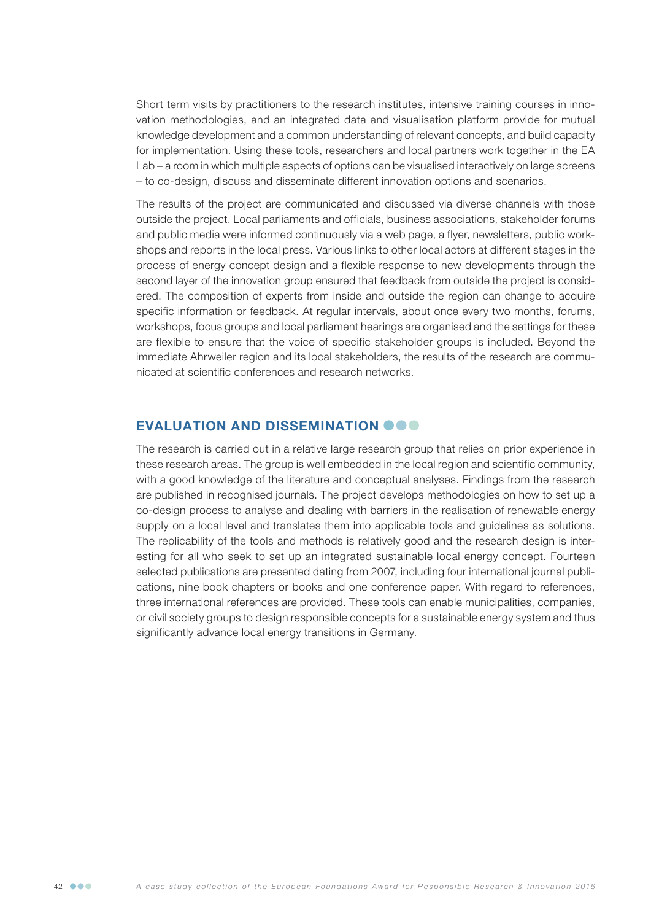Short term visits by practitioners to the research institutes, intensive training courses in innovation methodologies, and an integrated data and visualisation platform provide for mutual knowledge development and a common understanding of relevant concepts, and build capacity for implementation. Using these tools, researchers and local partners work together in the EA Lab – a room in which multiple aspects of options can be visualised interactively on large screens – to co-design, discuss and disseminate different innovation options and scenarios.

The results of the project are communicated and discussed via diverse channels with those outside the project. Local parliaments and officials, business associations, stakeholder forums and public media were informed continuously via a web page, a flyer, newsletters, public workshops and reports in the local press. Various links to other local actors at different stages in the process of energy concept design and a flexible response to new developments through the second layer of the innovation group ensured that feedback from outside the project is considered. The composition of experts from inside and outside the region can change to acquire specific information or feedback. At regular intervals, about once every two months, forums, workshops, focus groups and local parliament hearings are organised and the settings for these are flexible to ensure that the voice of specific stakeholder groups is included. Beyond the immediate Ahrweiler region and its local stakeholders, the results of the research are communicated at scientific conferences and research networks.

## EVALUATION AND DISSEMINATION

The research is carried out in a relative large research group that relies on prior experience in these research areas. The group is well embedded in the local region and scientific community, with a good knowledge of the literature and conceptual analyses. Findings from the research are published in recognised journals. The project develops methodologies on how to set up a co-design process to analyse and dealing with barriers in the realisation of renewable energy supply on a local level and translates them into applicable tools and guidelines as solutions. The replicability of the tools and methods is relatively good and the research design is interesting for all who seek to set up an integrated sustainable local energy concept. Fourteen selected publications are presented dating from 2007, including four international journal publications, nine book chapters or books and one conference paper. With regard to references, three international references are provided. These tools can enable municipalities, companies, or civil society groups to design responsible concepts for a sustainable energy system and thus significantly advance local energy transitions in Germany.